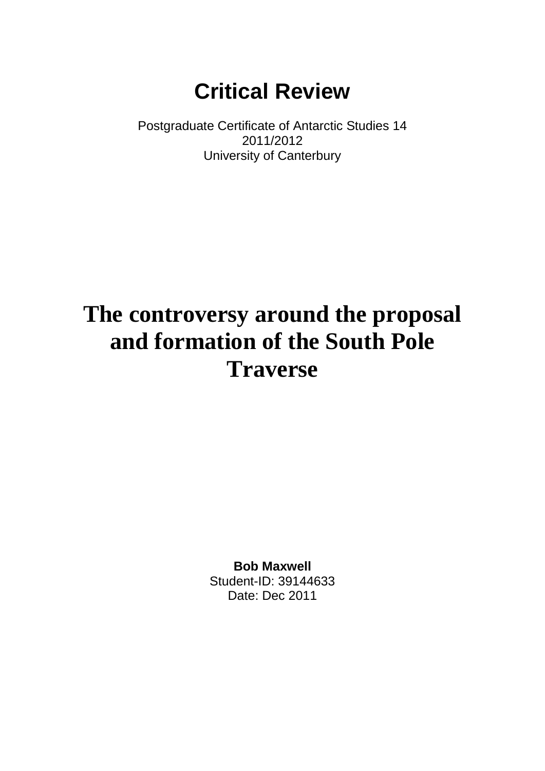# Critical Review

Postgraduate Certificate of Antarctic Studies 14
2011/2012
University of Canterbury

# The controversy around the proposal and formation of the South Pole Traverse

**Bob Maxwell**
Student-ID: 39144633
Date: Dec 2011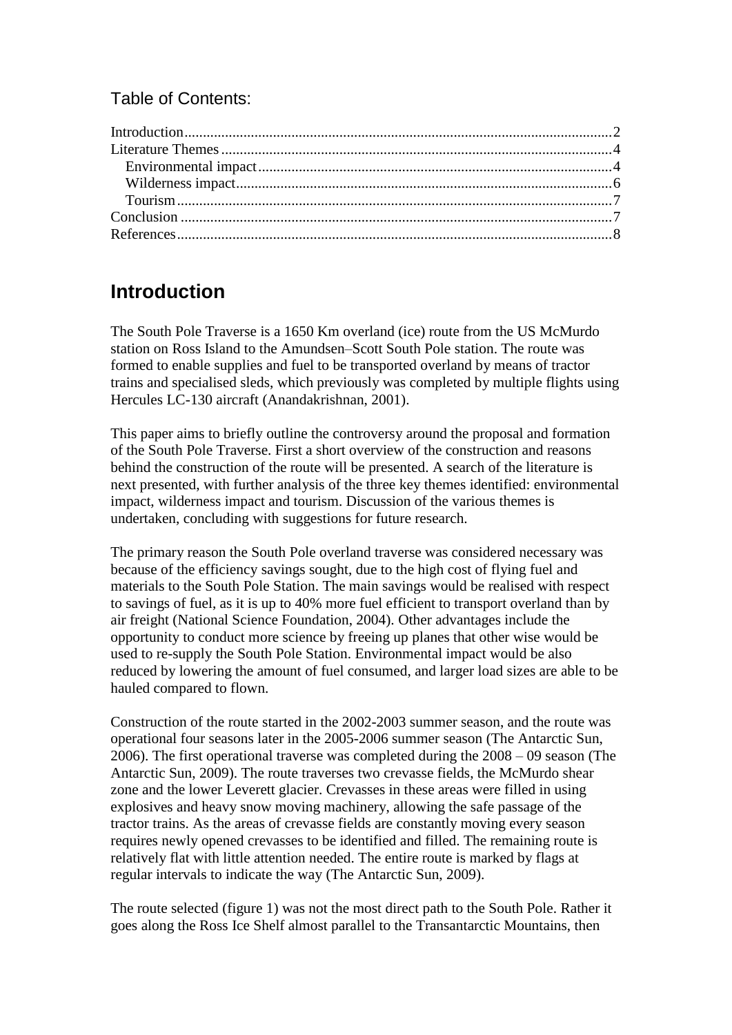Table of Contents:

- Introduction ... 2
- Literature Themes ... 4
  - Environmental impact ... 4
  - Wilderness impact ... 6
  - Tourism ... 7
- Conclusion ... 7
- References ... 8

# Introduction

The South Pole Traverse is a 1650 Km overland (ice) route from the US McMurdo station on Ross Island to the Amundsen–Scott South Pole station. The route was formed to enable supplies and fuel to be transported overland by means of tractor trains and specialised sleds, which previously was completed by multiple flights using Hercules LC-130 aircraft (Anandakrishnan, 2001).

This paper aims to briefly outline the controversy around the proposal and formation of the South Pole Traverse. First a short overview of the construction and reasons behind the construction of the route will be presented. A search of the literature is next presented, with further analysis of the three key themes identified: environmental impact, wilderness impact and tourism. Discussion of the various themes is undertaken, concluding with suggestions for future research.

The primary reason the South Pole overland traverse was considered necessary was because of the efficiency savings sought, due to the high cost of flying fuel and materials to the South Pole Station. The main savings would be realised with respect to savings of fuel, as it is up to 40% more fuel efficient to transport overland than by air freight (National Science Foundation, 2004). Other advantages include the opportunity to conduct more science by freeing up planes that other wise would be used to re-supply the South Pole Station. Environmental impact would be also reduced by lowering the amount of fuel consumed, and larger load sizes are able to be hauled compared to flown.

Construction of the route started in the 2002-2003 summer season, and the route was operational four seasons later in the 2005-2006 summer season (The Antarctic Sun, 2006). The first operational traverse was completed during the 2008 – 09 season (The Antarctic Sun, 2009). The route traverses two crevasse fields, the McMurdo shear zone and the lower Leverett glacier. Crevasses in these areas were filled in using explosives and heavy snow moving machinery, allowing the safe passage of the tractor trains. As the areas of crevasse fields are constantly moving every season requires newly opened crevasses to be identified and filled. The remaining route is relatively flat with little attention needed. The entire route is marked by flags at regular intervals to indicate the way (The Antarctic Sun, 2009).

The route selected (figure 1) was not the most direct path to the South Pole. Rather it goes along the Ross Ice Shelf almost parallel to the Transantarctic Mountains, then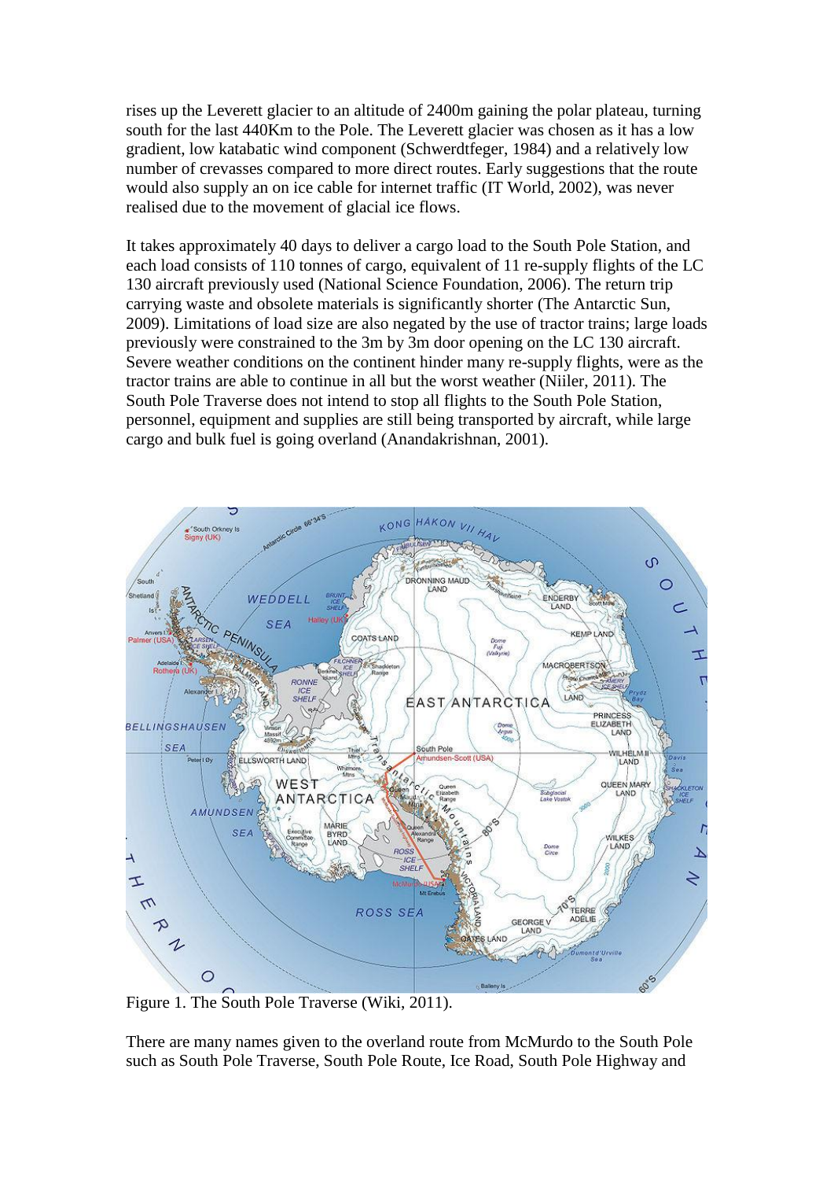rises up the Leverett glacier to an altitude of 2400m gaining the polar plateau, turning south for the last 440Km to the Pole. The Leverett glacier was chosen as it has a low gradient, low katabatic wind component (Schwerdtfeger, 1984) and a relatively low number of crevasses compared to more direct routes. Early suggestions that the route would also supply an on ice cable for internet traffic (IT World, 2002), was never realised due to the movement of glacial ice flows.

It takes approximately 40 days to deliver a cargo load to the South Pole Station, and each load consists of 110 tonnes of cargo, equivalent of 11 re-supply flights of the LC 130 aircraft previously used (National Science Foundation, 2006). The return trip carrying waste and obsolete materials is significantly shorter (The Antarctic Sun, 2009). Limitations of load size are also negated by the use of tractor trains; large loads previously were constrained to the 3m by 3m door opening on the LC 130 aircraft. Severe weather conditions on the continent hinder many re-supply flights, were as the tractor trains are able to continue in all but the worst weather (Niiler, 2011). The South Pole Traverse does not intend to stop all flights to the South Pole Station, personnel, equipment and supplies are still being transported by aircraft, while large cargo and bulk fuel is going overland (Anandakrishnan, 2001).

Figure 1. The South Pole Traverse (Wiki, 2011).

There are many names given to the overland route from McMurdo to the South Pole such as South Pole Traverse, South Pole Route, Ice Road, South Pole Highway and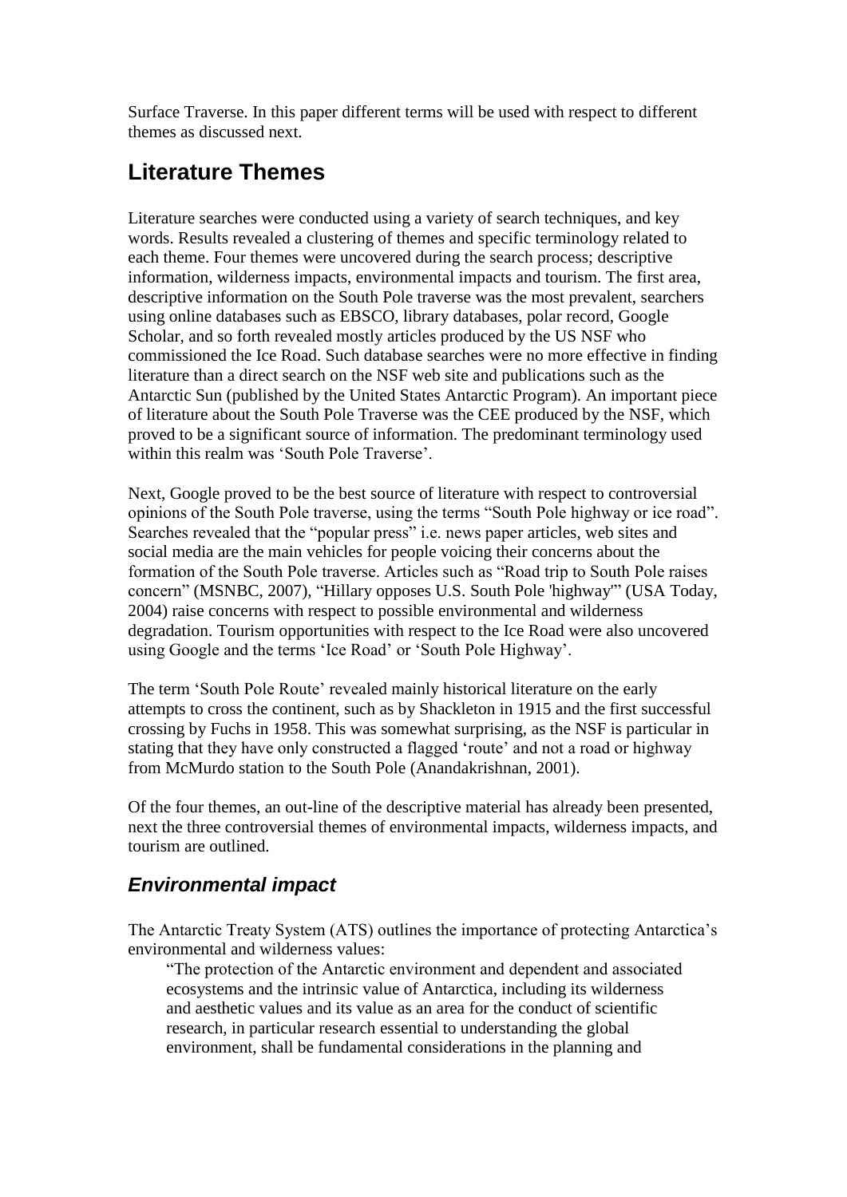Surface Traverse. In this paper different terms will be used with respect to different themes as discussed next.

## Literature Themes

Literature searches were conducted using a variety of search techniques, and key words. Results revealed a clustering of themes and specific terminology related to each theme. Four themes were uncovered during the search process; descriptive information, wilderness impacts, environmental impacts and tourism. The first area, descriptive information on the South Pole traverse was the most prevalent, searchers using online databases such as EBSCO, library databases, polar record, Google Scholar, and so forth revealed mostly articles produced by the US NSF who commissioned the Ice Road. Such database searches were no more effective in finding literature than a direct search on the NSF web site and publications such as the Antarctic Sun (published by the United States Antarctic Program). An important piece of literature about the South Pole Traverse was the CEE produced by the NSF, which proved to be a significant source of information. The predominant terminology used within this realm was 'South Pole Traverse'.

Next, Google proved to be the best source of literature with respect to controversial opinions of the South Pole traverse, using the terms "South Pole highway or ice road". Searches revealed that the "popular press" i.e. news paper articles, web sites and social media are the main vehicles for people voicing their concerns about the formation of the South Pole traverse. Articles such as "Road trip to South Pole raises concern" (MSNBC, 2007), "Hillary opposes U.S. South Pole 'highway'" (USA Today, 2004) raise concerns with respect to possible environmental and wilderness degradation. Tourism opportunities with respect to the Ice Road were also uncovered using Google and the terms 'Ice Road' or 'South Pole Highway'.

The term 'South Pole Route' revealed mainly historical literature on the early attempts to cross the continent, such as by Shackleton in 1915 and the first successful crossing by Fuchs in 1958. This was somewhat surprising, as the NSF is particular in stating that they have only constructed a flagged 'route' and not a road or highway from McMurdo station to the South Pole (Anandakrishnan, 2001).

Of the four themes, an out-line of the descriptive material has already been presented, next the three controversial themes of environmental impacts, wilderness impacts, and tourism are outlined.

### *Environmental impact*

The Antarctic Treaty System (ATS) outlines the importance of protecting Antarctica's environmental and wilderness values:

> "The protection of the Antarctic environment and dependent and associated ecosystems and the intrinsic value of Antarctica, including its wilderness and aesthetic values and its value as an area for the conduct of scientific research, in particular research essential to understanding the global environment, shall be fundamental considerations in the planning and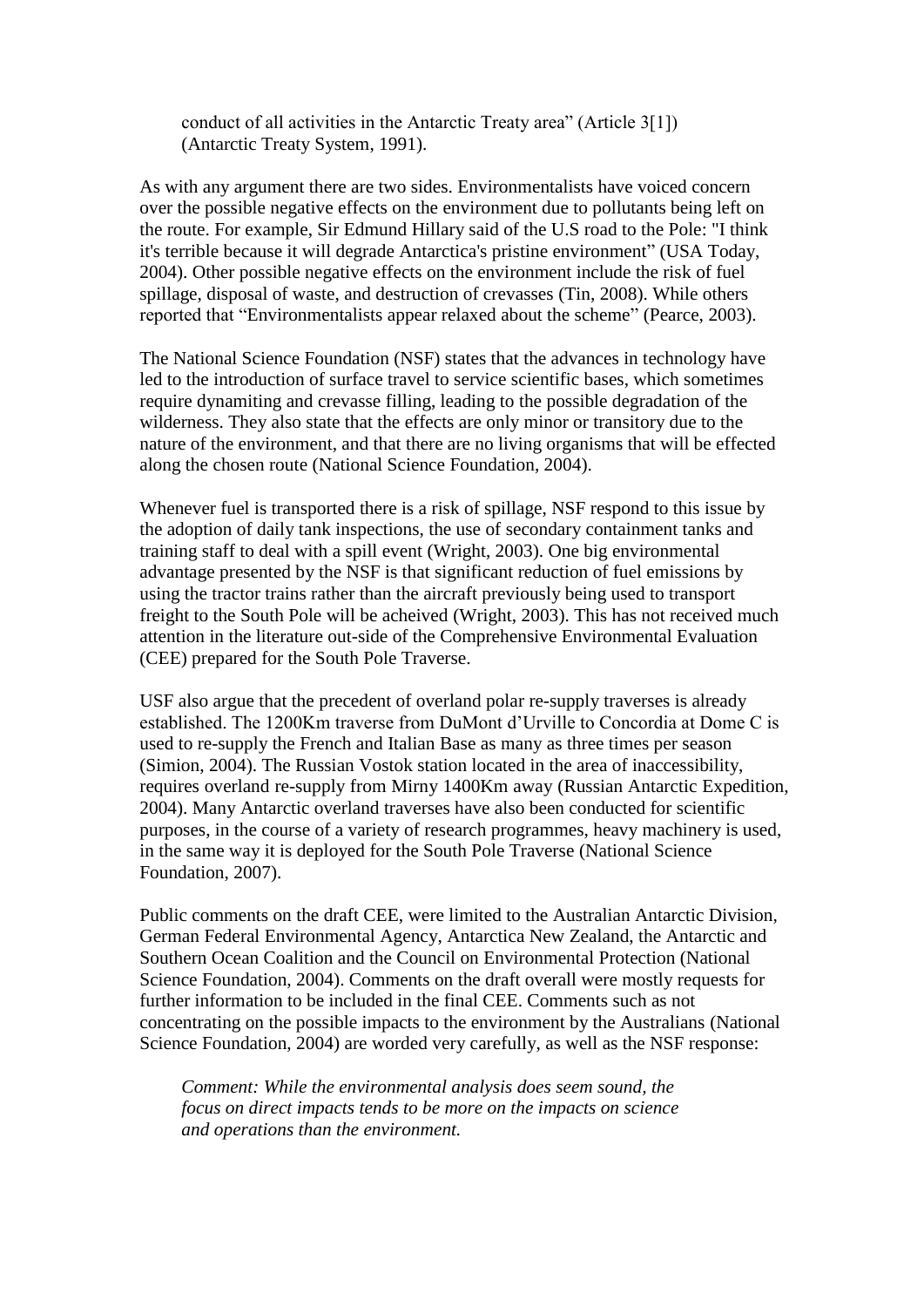> conduct of all activities in the Antarctic Treaty area" (Article 3[1]) (Antarctic Treaty System, 1991).

As with any argument there are two sides. Environmentalists have voiced concern over the possible negative effects on the environment due to pollutants being left on the route. For example, Sir Edmund Hillary said of the U.S road to the Pole: "I think it's terrible because it will degrade Antarctica's pristine environment" (USA Today, 2004). Other possible negative effects on the environment include the risk of fuel spillage, disposal of waste, and destruction of crevasses (Tin, 2008). While others reported that "Environmentalists appear relaxed about the scheme" (Pearce, 2003).

The National Science Foundation (NSF) states that the advances in technology have led to the introduction of surface travel to service scientific bases, which sometimes require dynamiting and crevasse filling, leading to the possible degradation of the wilderness. They also state that the effects are only minor or transitory due to the nature of the environment, and that there are no living organisms that will be effected along the chosen route (National Science Foundation, 2004).

Whenever fuel is transported there is a risk of spillage, NSF respond to this issue by the adoption of daily tank inspections, the use of secondary containment tanks and training staff to deal with a spill event (Wright, 2003). One big environmental advantage presented by the NSF is that significant reduction of fuel emissions by using the tractor trains rather than the aircraft previously being used to transport freight to the South Pole will be acheived (Wright, 2003). This has not received much attention in the literature out-side of the Comprehensive Environmental Evaluation (CEE) prepared for the South Pole Traverse.

USF also argue that the precedent of overland polar re-supply traverses is already established. The 1200Km traverse from DuMont d'Urville to Concordia at Dome C is used to re-supply the French and Italian Base as many as three times per season (Simion, 2004). The Russian Vostok station located in the area of inaccessibility, requires overland re-supply from Mirny 1400Km away (Russian Antarctic Expedition, 2004). Many Antarctic overland traverses have also been conducted for scientific purposes, in the course of a variety of research programmes, heavy machinery is used, in the same way it is deployed for the South Pole Traverse (National Science Foundation, 2007).

Public comments on the draft CEE, were limited to the Australian Antarctic Division, German Federal Environmental Agency, Antarctica New Zealand, the Antarctic and Southern Ocean Coalition and the Council on Environmental Protection (National Science Foundation, 2004). Comments on the draft overall were mostly requests for further information to be included in the final CEE. Comments such as not concentrating on the possible impacts to the environment by the Australians (National Science Foundation, 2004) are worded very carefully, as well as the NSF response:

> *Comment: While the environmental analysis does seem sound, the focus on direct impacts tends to be more on the impacts on science and operations than the environment.*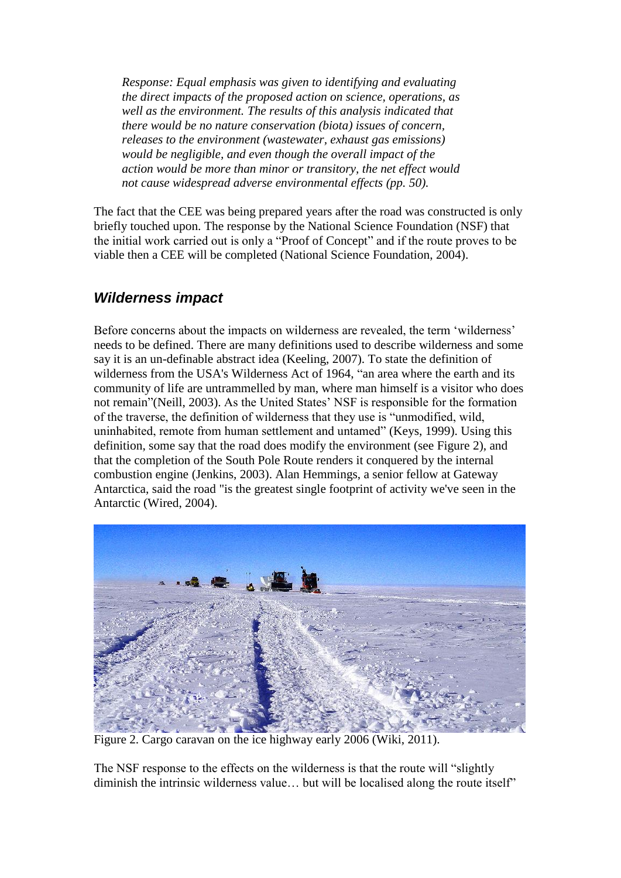*Response: Equal emphasis was given to identifying and evaluating the direct impacts of the proposed action on science, operations, as well as the environment. The results of this analysis indicated that there would be no nature conservation (biota) issues of concern, releases to the environment (wastewater, exhaust gas emissions) would be negligible, and even though the overall impact of the action would be more than minor or transitory, the net effect would not cause widespread adverse environmental effects (pp. 50).*

The fact that the CEE was being prepared years after the road was constructed is only briefly touched upon. The response by the National Science Foundation (NSF) that the initial work carried out is only a "Proof of Concept" and if the route proves to be viable then a CEE will be completed (National Science Foundation, 2004).

## *Wilderness impact*

Before concerns about the impacts on wilderness are revealed, the term 'wilderness' needs to be defined. There are many definitions used to describe wilderness and some say it is an un-definable abstract idea (Keeling, 2007). To state the definition of wilderness from the USA's Wilderness Act of 1964, "an area where the earth and its community of life are untrammelled by man, where man himself is a visitor who does not remain"(Neill, 2003). As the United States' NSF is responsible for the formation of the traverse, the definition of wilderness that they use is "unmodified, wild, uninhabited, remote from human settlement and untamed" (Keys, 1999). Using this definition, some say that the road does modify the environment (see Figure 2), and that the completion of the South Pole Route renders it conquered by the internal combustion engine (Jenkins, 2003). Alan Hemmings, a senior fellow at Gateway Antarctica, said the road "is the greatest single footprint of activity we've seen in the Antarctic (Wired, 2004).

Figure 2. Cargo caravan on the ice highway early 2006 (Wiki, 2011).

The NSF response to the effects on the wilderness is that the route will "slightly diminish the intrinsic wilderness value… but will be localised along the route itself"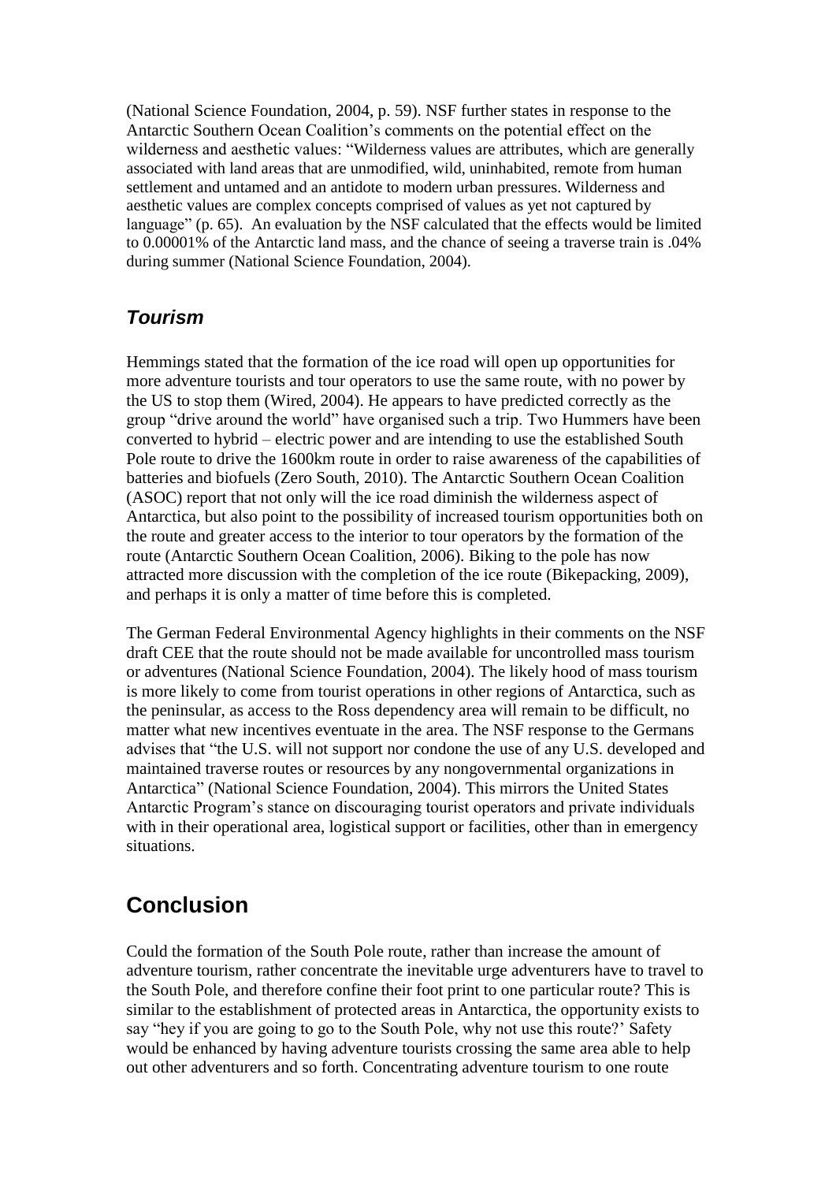(National Science Foundation, 2004, p. 59). NSF further states in response to the Antarctic Southern Ocean Coalition's comments on the potential effect on the wilderness and aesthetic values: "Wilderness values are attributes, which are generally associated with land areas that are unmodified, wild, uninhabited, remote from human settlement and untamed and an antidote to modern urban pressures. Wilderness and aesthetic values are complex concepts comprised of values as yet not captured by language" (p. 65). An evaluation by the NSF calculated that the effects would be limited to 0.00001% of the Antarctic land mass, and the chance of seeing a traverse train is .04% during summer (National Science Foundation, 2004).

### *Tourism*

Hemmings stated that the formation of the ice road will open up opportunities for more adventure tourists and tour operators to use the same route, with no power by the US to stop them (Wired, 2004). He appears to have predicted correctly as the group "drive around the world" have organised such a trip. Two Hummers have been converted to hybrid – electric power and are intending to use the established South Pole route to drive the 1600km route in order to raise awareness of the capabilities of batteries and biofuels (Zero South, 2010). The Antarctic Southern Ocean Coalition (ASOC) report that not only will the ice road diminish the wilderness aspect of Antarctica, but also point to the possibility of increased tourism opportunities both on the route and greater access to the interior to tour operators by the formation of the route (Antarctic Southern Ocean Coalition, 2006). Biking to the pole has now attracted more discussion with the completion of the ice route (Bikepacking, 2009), and perhaps it is only a matter of time before this is completed.

The German Federal Environmental Agency highlights in their comments on the NSF draft CEE that the route should not be made available for uncontrolled mass tourism or adventures (National Science Foundation, 2004). The likely hood of mass tourism is more likely to come from tourist operations in other regions of Antarctica, such as the peninsular, as access to the Ross dependency area will remain to be difficult, no matter what new incentives eventuate in the area. The NSF response to the Germans advises that "the U.S. will not support nor condone the use of any U.S. developed and maintained traverse routes or resources by any nongovernmental organizations in Antarctica" (National Science Foundation, 2004). This mirrors the United States Antarctic Program's stance on discouraging tourist operators and private individuals with in their operational area, logistical support or facilities, other than in emergency situations.

## Conclusion

Could the formation of the South Pole route, rather than increase the amount of adventure tourism, rather concentrate the inevitable urge adventurers have to travel to the South Pole, and therefore confine their foot print to one particular route? This is similar to the establishment of protected areas in Antarctica, the opportunity exists to say "hey if you are going to go to the South Pole, why not use this route?' Safety would be enhanced by having adventure tourists crossing the same area able to help out other adventurers and so forth. Concentrating adventure tourism to one route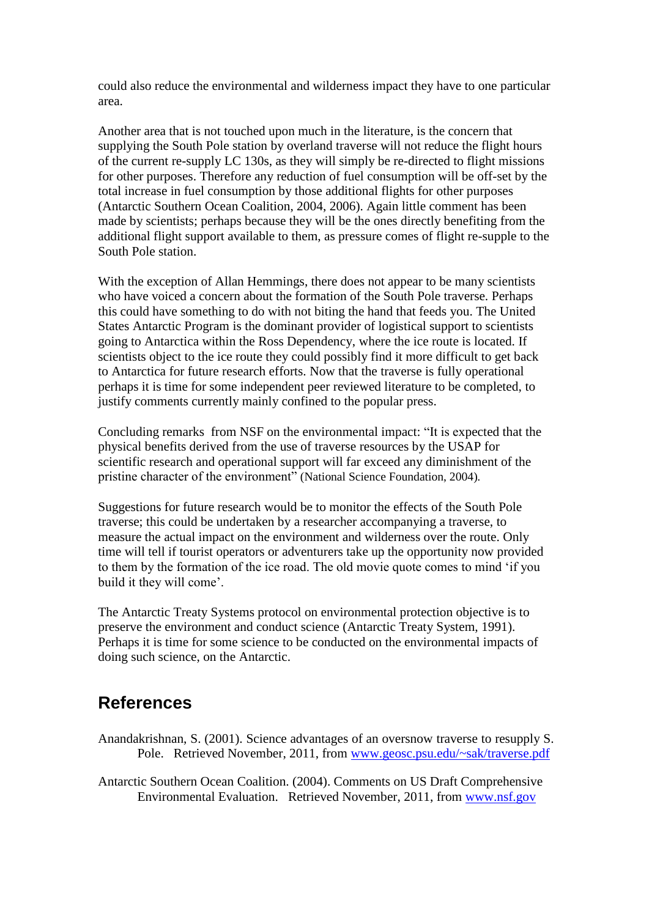could also reduce the environmental and wilderness impact they have to one particular area.

Another area that is not touched upon much in the literature, is the concern that supplying the South Pole station by overland traverse will not reduce the flight hours of the current re-supply LC 130s, as they will simply be re-directed to flight missions for other purposes. Therefore any reduction of fuel consumption will be off-set by the total increase in fuel consumption by those additional flights for other purposes (Antarctic Southern Ocean Coalition, 2004, 2006). Again little comment has been made by scientists; perhaps because they will be the ones directly benefiting from the additional flight support available to them, as pressure comes of flight re-supple to the South Pole station.

With the exception of Allan Hemmings, there does not appear to be many scientists who have voiced a concern about the formation of the South Pole traverse. Perhaps this could have something to do with not biting the hand that feeds you. The United States Antarctic Program is the dominant provider of logistical support to scientists going to Antarctica within the Ross Dependency, where the ice route is located. If scientists object to the ice route they could possibly find it more difficult to get back to Antarctica for future research efforts. Now that the traverse is fully operational perhaps it is time for some independent peer reviewed literature to be completed, to justify comments currently mainly confined to the popular press.

Concluding remarks from NSF on the environmental impact: "It is expected that the physical benefits derived from the use of traverse resources by the USAP for scientific research and operational support will far exceed any diminishment of the pristine character of the environment" (National Science Foundation, 2004).

Suggestions for future research would be to monitor the effects of the South Pole traverse; this could be undertaken by a researcher accompanying a traverse, to measure the actual impact on the environment and wilderness over the route. Only time will tell if tourist operators or adventurers take up the opportunity now provided to them by the formation of the ice road. The old movie quote comes to mind 'if you build it they will come'.

The Antarctic Treaty Systems protocol on environmental protection objective is to preserve the environment and conduct science (Antarctic Treaty System, 1991). Perhaps it is time for some science to be conducted on the environmental impacts of doing such science, on the Antarctic.

## References

Anandakrishnan, S. (2001). Science advantages of an oversnow traverse to resupply S. Pole. Retrieved November, 2011, from www.geosc.psu.edu/~sak/traverse.pdf

Antarctic Southern Ocean Coalition. (2004). Comments on US Draft Comprehensive Environmental Evaluation. Retrieved November, 2011, from www.nsf.gov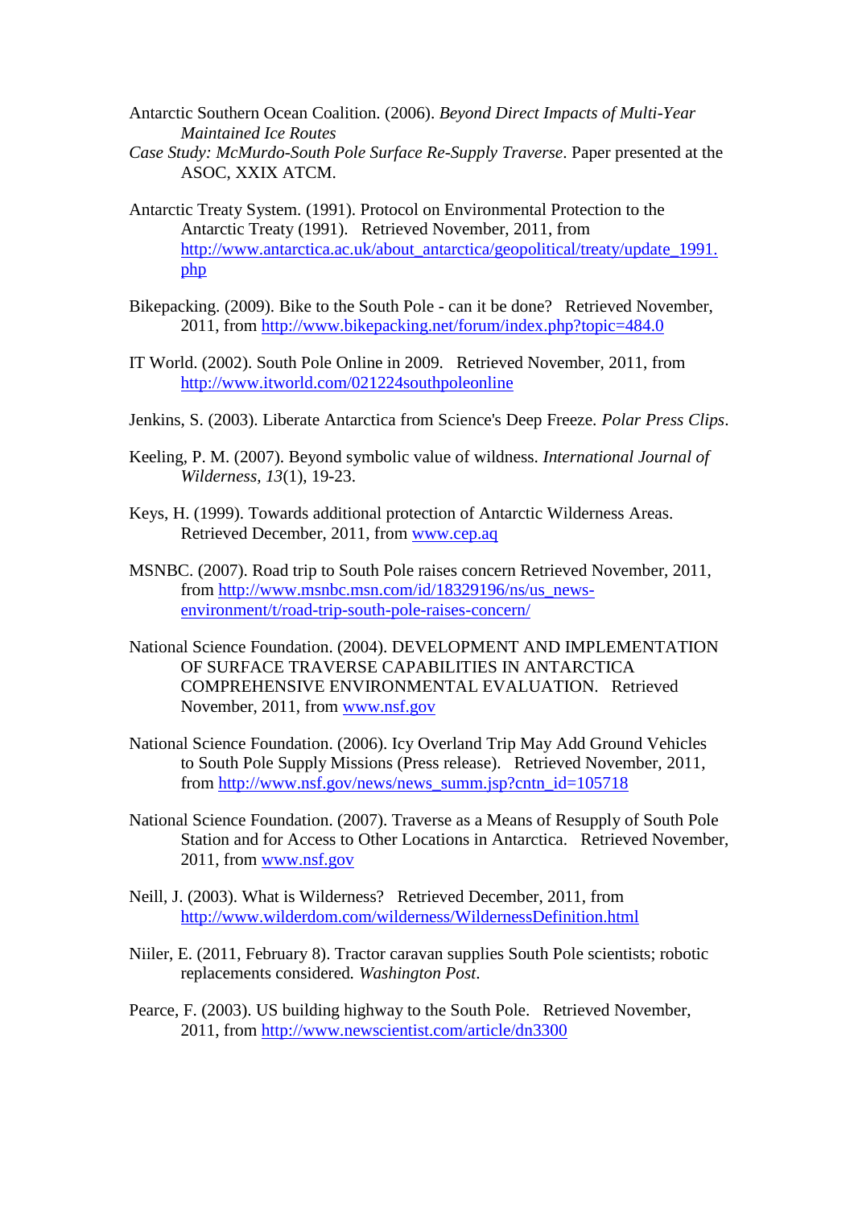Antarctic Southern Ocean Coalition. (2006). *Beyond Direct Impacts of Multi-Year Maintained Ice Routes*
*Case Study: McMurdo-South Pole Surface Re-Supply Traverse*. Paper presented at the ASOC, XXIX ATCM.

Antarctic Treaty System. (1991). Protocol on Environmental Protection to the Antarctic Treaty (1991). Retrieved November, 2011, from http://www.antarctica.ac.uk/about_antarctica/geopolitical/treaty/update_1991.php

Bikepacking. (2009). Bike to the South Pole - can it be done? Retrieved November, 2011, from http://www.bikepacking.net/forum/index.php?topic=484.0

IT World. (2002). South Pole Online in 2009. Retrieved November, 2011, from http://www.itworld.com/021224southpoleonline

Jenkins, S. (2003). Liberate Antarctica from Science's Deep Freeze. *Polar Press Clips*.

Keeling, P. M. (2007). Beyond symbolic value of wildness. *International Journal of Wilderness*, *13*(1), 19-23.

Keys, H. (1999). Towards additional protection of Antarctic Wilderness Areas. Retrieved December, 2011, from www.cep.aq

MSNBC. (2007). Road trip to South Pole raises concern Retrieved November, 2011, from http://www.msnbc.msn.com/id/18329196/ns/us_news-environment/t/road-trip-south-pole-raises-concern/

National Science Foundation. (2004). DEVELOPMENT AND IMPLEMENTATION OF SURFACE TRAVERSE CAPABILITIES IN ANTARCTICA COMPREHENSIVE ENVIRONMENTAL EVALUATION. Retrieved November, 2011, from www.nsf.gov

National Science Foundation. (2006). Icy Overland Trip May Add Ground Vehicles to South Pole Supply Missions (Press release). Retrieved November, 2011, from http://www.nsf.gov/news/news_summ.jsp?cntn_id=105718

National Science Foundation. (2007). Traverse as a Means of Resupply of South Pole Station and for Access to Other Locations in Antarctica. Retrieved November, 2011, from www.nsf.gov

Neill, J. (2003). What is Wilderness? Retrieved December, 2011, from http://www.wilderdom.com/wilderness/WildernessDefinition.html

Niiler, E. (2011, February 8). Tractor caravan supplies South Pole scientists; robotic replacements considered. *Washington Post*.

Pearce, F. (2003). US building highway to the South Pole. Retrieved November, 2011, from http://www.newscientist.com/article/dn3300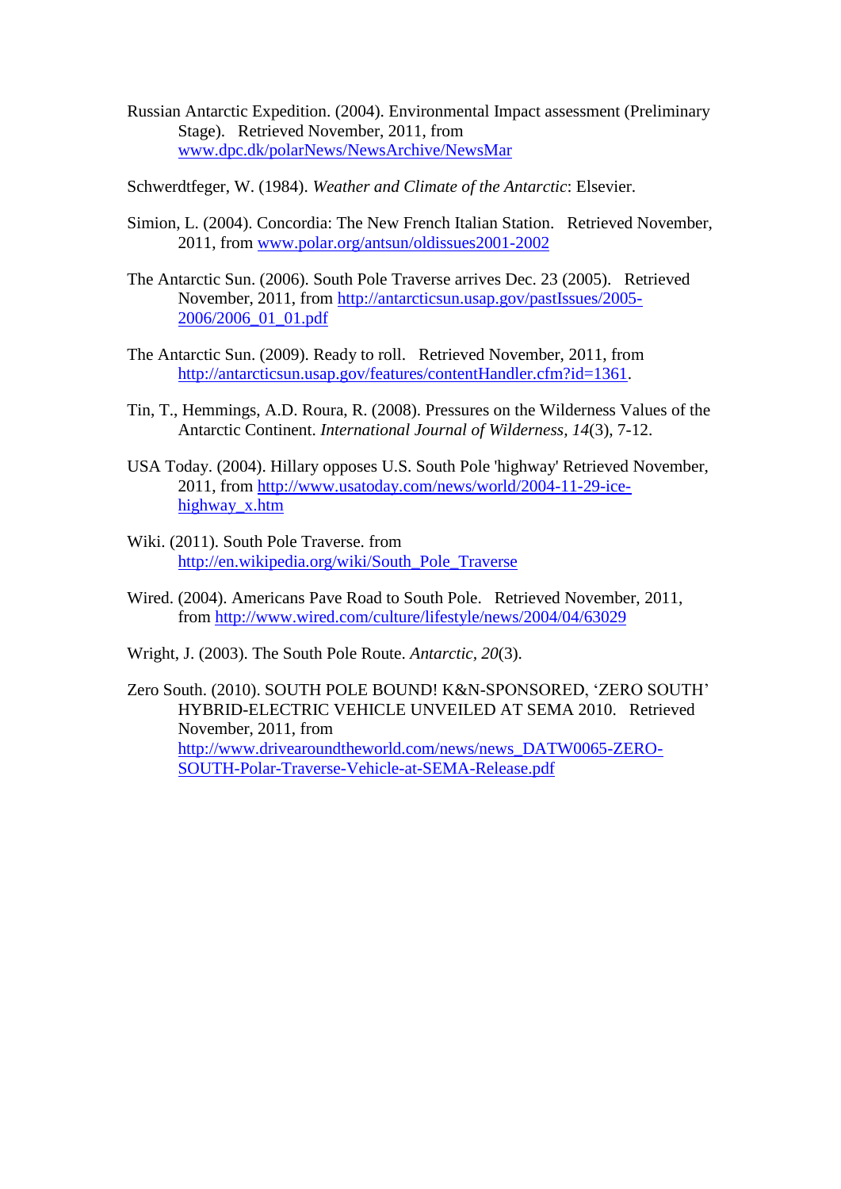Russian Antarctic Expedition. (2004). Environmental Impact assessment (Preliminary Stage). Retrieved November, 2011, from www.dpc.dk/polarNews/NewsArchive/NewsMar

Schwerdtfeger, W. (1984). *Weather and Climate of the Antarctic*: Elsevier.

Simion, L. (2004). Concordia: The New French Italian Station. Retrieved November, 2011, from www.polar.org/antsun/oldissues2001-2002

The Antarctic Sun. (2006). South Pole Traverse arrives Dec. 23 (2005). Retrieved November, 2011, from http://antarcticsun.usap.gov/pastIssues/2005-2006/2006_01_01.pdf

The Antarctic Sun. (2009). Ready to roll. Retrieved November, 2011, from http://antarcticsun.usap.gov/features/contentHandler.cfm?id=1361.

Tin, T., Hemmings, A.D. Roura, R. (2008). Pressures on the Wilderness Values of the Antarctic Continent. *International Journal of Wilderness, 14*(3), 7-12.

USA Today. (2004). Hillary opposes U.S. South Pole 'highway' Retrieved November, 2011, from http://www.usatoday.com/news/world/2004-11-29-ice-highway_x.htm

Wiki. (2011). South Pole Traverse. from http://en.wikipedia.org/wiki/South_Pole_Traverse

Wired. (2004). Americans Pave Road to South Pole. Retrieved November, 2011, from http://www.wired.com/culture/lifestyle/news/2004/04/63029

Wright, J. (2003). The South Pole Route. *Antarctic, 20*(3).

Zero South. (2010). SOUTH POLE BOUND! K&N-SPONSORED, 'ZERO SOUTH' HYBRID-ELECTRIC VEHICLE UNVEILED AT SEMA 2010. Retrieved November, 2011, from http://www.drivearoundtheworld.com/news/news_DATW0065-ZERO-SOUTH-Polar-Traverse-Vehicle-at-SEMA-Release.pdf